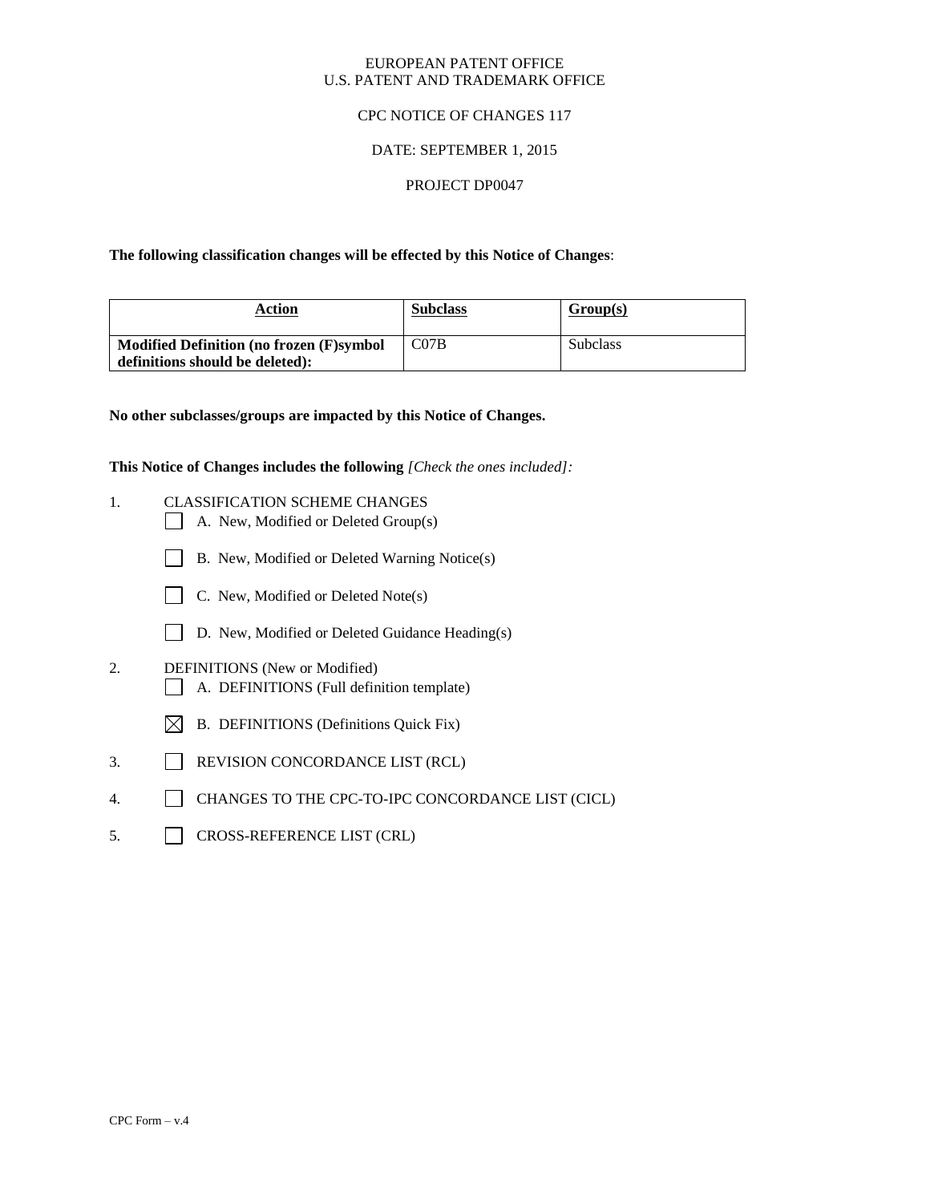EUROPEAN PATENT OFFICE
U.S. PATENT AND TRADEMARK OFFICE

CPC NOTICE OF CHANGES 117

DATE: SEPTEMBER 1, 2015

PROJECT DP0047

**The following classification changes will be effected by this Notice of Changes**:

| Action | Subclass | Group(s) |
|---|---|---|
| **Modified Definition (no frozen (F)symbol definitions should be deleted):** | C07B | Subclass |

**No other subclasses/groups are impacted by this Notice of Changes.**

**This Notice of Changes includes the following** *[Check the ones included]:*

1. CLASSIFICATION SCHEME CHANGES
   - ☐ A. New, Modified or Deleted Group(s)
   - ☐ B. New, Modified or Deleted Warning Notice(s)
   - ☐ C. New, Modified or Deleted Note(s)
   - ☐ D. New, Modified or Deleted Guidance Heading(s)
2. DEFINITIONS (New or Modified)
   - ☐ A. DEFINITIONS (Full definition template)
   - ☒ B. DEFINITIONS (Definitions Quick Fix)
3. ☐ REVISION CONCORDANCE LIST (RCL)
4. ☐ CHANGES TO THE CPC-TO-IPC CONCORDANCE LIST (CICL)
5. ☐ CROSS-REFERENCE LIST (CRL)

CPC Form – v.4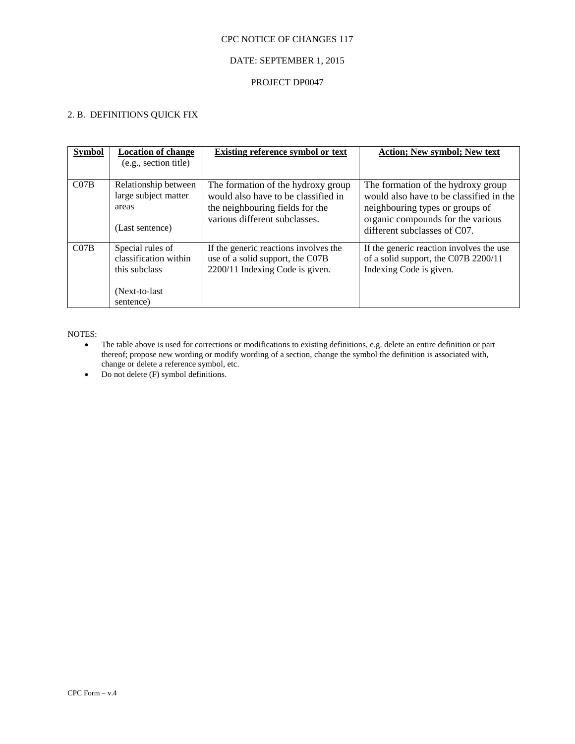CPC NOTICE OF CHANGES 117

DATE: SEPTEMBER 1, 2015

PROJECT DP0047

2. B. DEFINITIONS QUICK FIX

| **Symbol** | **Location of change** (e.g., section title) | **Existing reference symbol or text** | **Action; New symbol; New text** |
| --- | --- | --- | --- |
| C07B | Relationship between large subject matter areas<br><br>(Last sentence) | The formation of the hydroxy group would also have to be classified in the neighbouring fields for the various different subclasses. | The formation of the hydroxy group would also have to be classified in the neighbouring types or groups of organic compounds for the various different subclasses of C07. |
| C07B | Special rules of classification within this subclass<br><br>(Next-to-last sentence) | If the generic reactions involves the use of a solid support, the C07B 2200/11 Indexing Code is given. | If the generic reaction involves the use of a solid support, the C07B 2200/11 Indexing Code is given. |

NOTES:

- The table above is used for corrections or modifications to existing definitions, e.g. delete an entire definition or part thereof; propose new wording or modify wording of a section, change the symbol the definition is associated with, change or delete a reference symbol, etc.
- Do not delete (F) symbol definitions.